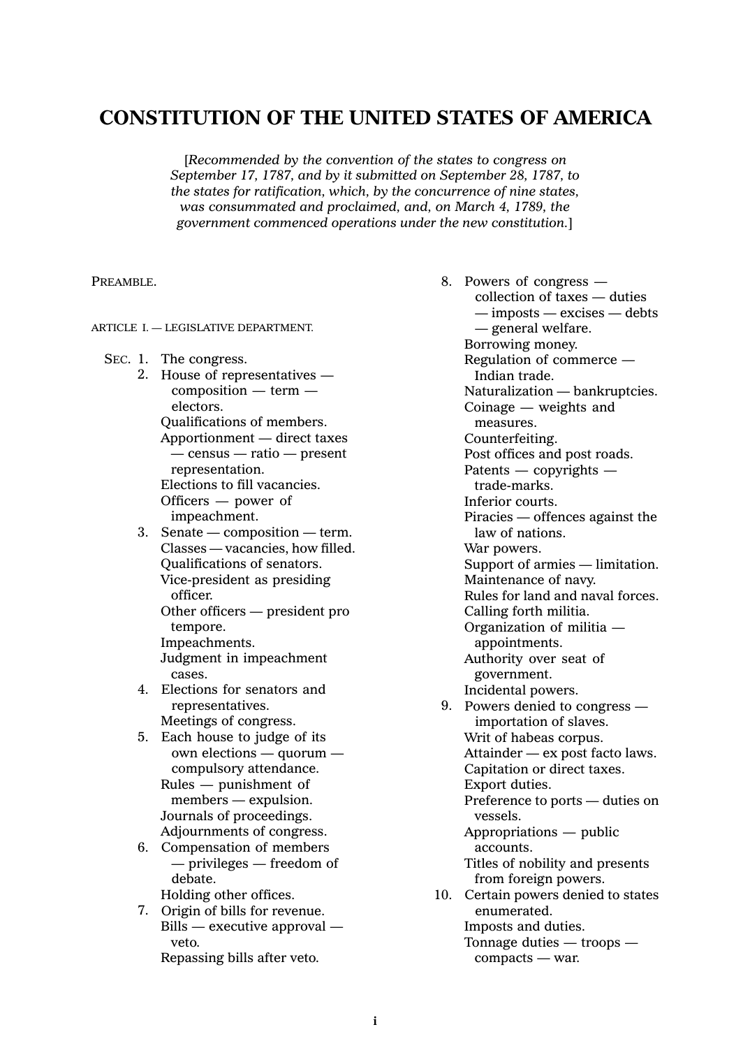# CONSTITUTION OF THE UNITED STATES OF AMERICA

[*Recommended by the convention of the states to congress on September 17, 1787, and by it submitted on September 28, 1787, to the states for ratification, which, by the concurrence of nine states, was consummated and proclaimed, and, on March 4, 1789, the government commenced operations under the new constitution.*]

PREAMBLE.

ARTICLE I. — LEGISLATIVE DEPARTMENT.

SEC. 1. The congress.

2. House of representatives — composition — term — electors.
   Qualifications of members.
   Apportionment — direct taxes — census — ratio — present representation.
   Elections to fill vacancies.
   Officers — power of impeachment.

3. Senate — composition — term.
   Classes — vacancies, how filled.
   Qualifications of senators.
   Vice-president as presiding officer.
   Other officers — president pro tempore.
   Impeachments.
   Judgment in impeachment cases.

4. Elections for senators and representatives.
   Meetings of congress.

5. Each house to judge of its own elections — quorum — compulsory attendance.
   Rules — punishment of members — expulsion.
   Journals of proceedings.
   Adjournments of congress.

6. Compensation of members — privileges — freedom of debate.
   Holding other offices.

7. Origin of bills for revenue.
   Bills — executive approval — veto.
   Repassing bills after veto.

8. Powers of congress — collection of taxes — duties — imposts — excises — debts — general welfare.
   Borrowing money.
   Regulation of commerce — Indian trade.
   Naturalization — bankruptcies.
   Coinage — weights and measures.
   Counterfeiting.
   Post offices and post roads.
   Patents — copyrights — trade-marks.
   Inferior courts.
   Piracies — offences against the law of nations.
   War powers.
   Support of armies — limitation.
   Maintenance of navy.
   Rules for land and naval forces.
   Calling forth militia.
   Organization of militia — appointments.
   Authority over seat of government.
   Incidental powers.

9. Powers denied to congress — importation of slaves.
   Writ of habeas corpus.
   Attainder — ex post facto laws.
   Capitation or direct taxes.
   Export duties.
   Preference to ports — duties on vessels.
   Appropriations — public accounts.
   Titles of nobility and presents from foreign powers.

10. Certain powers denied to states enumerated.
    Imposts and duties.
    Tonnage duties — troops — compacts — war.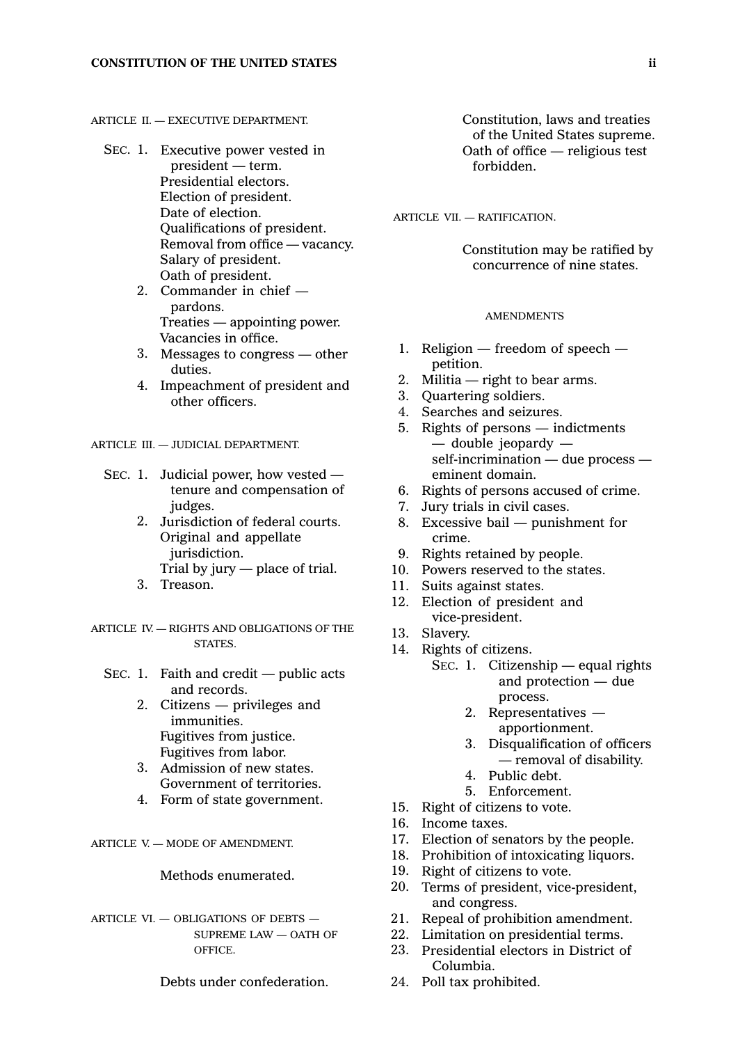ARTICLE II. — EXECUTIVE DEPARTMENT.

- SEC. 1. Executive power vested in president — term.
  - Presidential electors.
  - Election of president.
  - Date of election.
  - Qualifications of president.
  - Removal from office — vacancy.
  - Salary of president.
  - Oath of president.
- 2. Commander in chief — pardons.
  - Treaties — appointing power.
  - Vacancies in office.
- 3. Messages to congress — other duties.
- 4. Impeachment of president and other officers.

ARTICLE III. — JUDICIAL DEPARTMENT.

- SEC. 1. Judicial power, how vested — tenure and compensation of judges.
- 2. Jurisdiction of federal courts.
  - Original and appellate jurisdiction.
  - Trial by jury — place of trial.
- 3. Treason.

ARTICLE IV. — RIGHTS AND OBLIGATIONS OF THE STATES.

- SEC. 1. Faith and credit — public acts and records.
- 2. Citizens — privileges and immunities.
  - Fugitives from justice.
  - Fugitives from labor.
- 3. Admission of new states.
  - Government of territories.
- 4. Form of state government.

ARTICLE V. — MODE OF AMENDMENT.

Methods enumerated.

ARTICLE VI. — OBLIGATIONS OF DEBTS — SUPREME LAW — OATH OF OFFICE.

Debts under confederation.
Constitution, laws and treaties of the United States supreme.
Oath of office — religious test forbidden.

ARTICLE VII. — RATIFICATION.

Constitution may be ratified by concurrence of nine states.

AMENDMENTS

1. Religion — freedom of speech — petition.
2. Militia — right to bear arms.
3. Quartering soldiers.
4. Searches and seizures.
5. Rights of persons — indictments — double jeopardy — self-incrimination — due process — eminent domain.
6. Rights of persons accused of crime.
7. Jury trials in civil cases.
8. Excessive bail — punishment for crime.
9. Rights retained by people.
10. Powers reserved to the states.
11. Suits against states.
12. Election of president and vice-president.
13. Slavery.
14. Rights of citizens.
    - SEC. 1. Citizenship — equal rights and protection — due process.
    - 2. Representatives — apportionment.
    - 3. Disqualification of officers — removal of disability.
    - 4. Public debt.
    - 5. Enforcement.
15. Right of citizens to vote.
16. Income taxes.
17. Election of senators by the people.
18. Prohibition of intoxicating liquors.
19. Right of citizens to vote.
20. Terms of president, vice-president, and congress.
21. Repeal of prohibition amendment.
22. Limitation on presidential terms.
23. Presidential electors in District of Columbia.
24. Poll tax prohibited.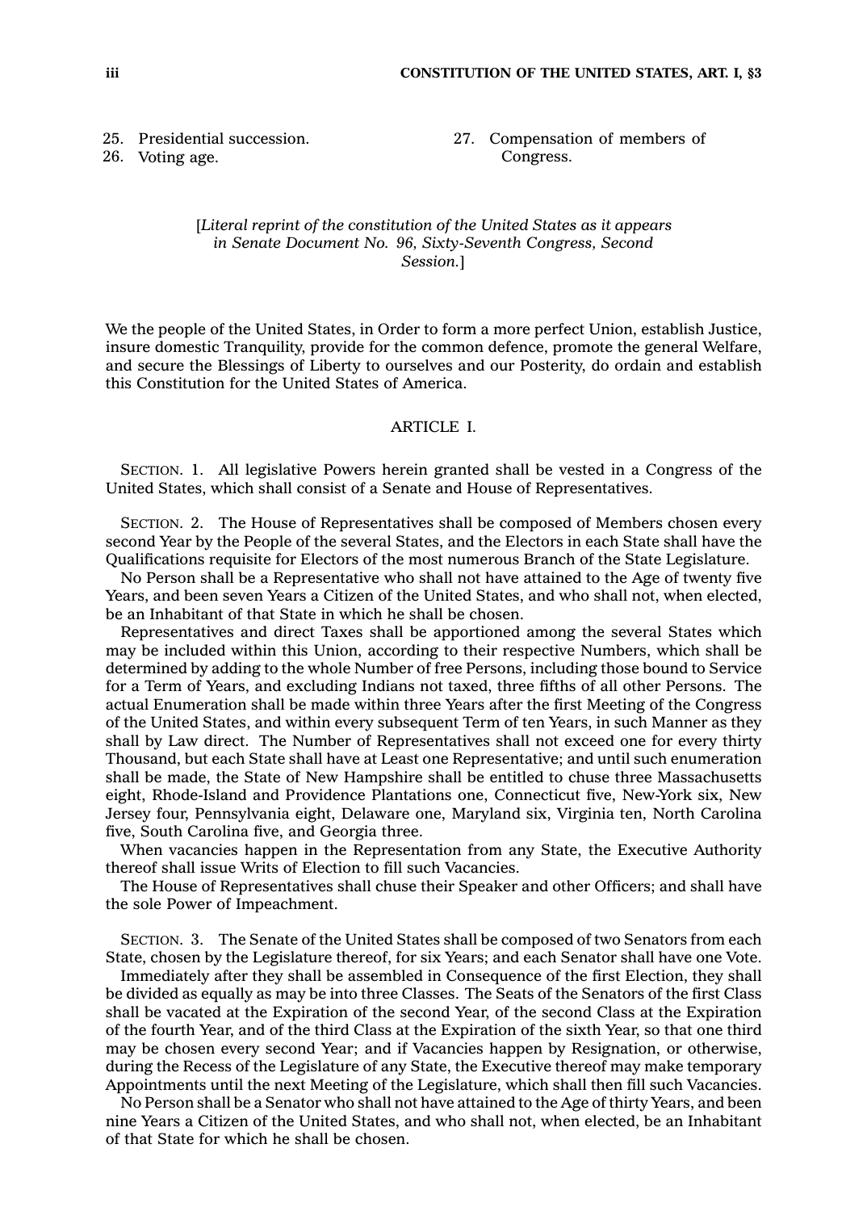25. Presidential succession.
26. Voting age.
27. Compensation of members of Congress.

[*Literal reprint of the constitution of the United States as it appears in Senate Document No. 96, Sixty-Seventh Congress, Second Session.*]

We the people of the United States, in Order to form a more perfect Union, establish Justice, insure domestic Tranquility, provide for the common defence, promote the general Welfare, and secure the Blessings of Liberty to ourselves and our Posterity, do ordain and establish this Constitution for the United States of America.

## ARTICLE I.

SECTION. 1. All legislative Powers herein granted shall be vested in a Congress of the United States, which shall consist of a Senate and House of Representatives.

SECTION. 2. The House of Representatives shall be composed of Members chosen every second Year by the People of the several States, and the Electors in each State shall have the Qualifications requisite for Electors of the most numerous Branch of the State Legislature.

No Person shall be a Representative who shall not have attained to the Age of twenty five Years, and been seven Years a Citizen of the United States, and who shall not, when elected, be an Inhabitant of that State in which he shall be chosen.

Representatives and direct Taxes shall be apportioned among the several States which may be included within this Union, according to their respective Numbers, which shall be determined by adding to the whole Number of free Persons, including those bound to Service for a Term of Years, and excluding Indians not taxed, three fifths of all other Persons. The actual Enumeration shall be made within three Years after the first Meeting of the Congress of the United States, and within every subsequent Term of ten Years, in such Manner as they shall by Law direct. The Number of Representatives shall not exceed one for every thirty Thousand, but each State shall have at Least one Representative; and until such enumeration shall be made, the State of New Hampshire shall be entitled to chuse three Massachusetts eight, Rhode-Island and Providence Plantations one, Connecticut five, New-York six, New Jersey four, Pennsylvania eight, Delaware one, Maryland six, Virginia ten, North Carolina five, South Carolina five, and Georgia three.

When vacancies happen in the Representation from any State, the Executive Authority thereof shall issue Writs of Election to fill such Vacancies.

The House of Representatives shall chuse their Speaker and other Officers; and shall have the sole Power of Impeachment.

SECTION. 3. The Senate of the United States shall be composed of two Senators from each State, chosen by the Legislature thereof, for six Years; and each Senator shall have one Vote.

Immediately after they shall be assembled in Consequence of the first Election, they shall be divided as equally as may be into three Classes. The Seats of the Senators of the first Class shall be vacated at the Expiration of the second Year, of the second Class at the Expiration of the fourth Year, and of the third Class at the Expiration of the sixth Year, so that one third may be chosen every second Year; and if Vacancies happen by Resignation, or otherwise, during the Recess of the Legislature of any State, the Executive thereof may make temporary Appointments until the next Meeting of the Legislature, which shall then fill such Vacancies.

No Person shall be a Senator who shall not have attained to the Age of thirty Years, and been nine Years a Citizen of the United States, and who shall not, when elected, be an Inhabitant of that State for which he shall be chosen.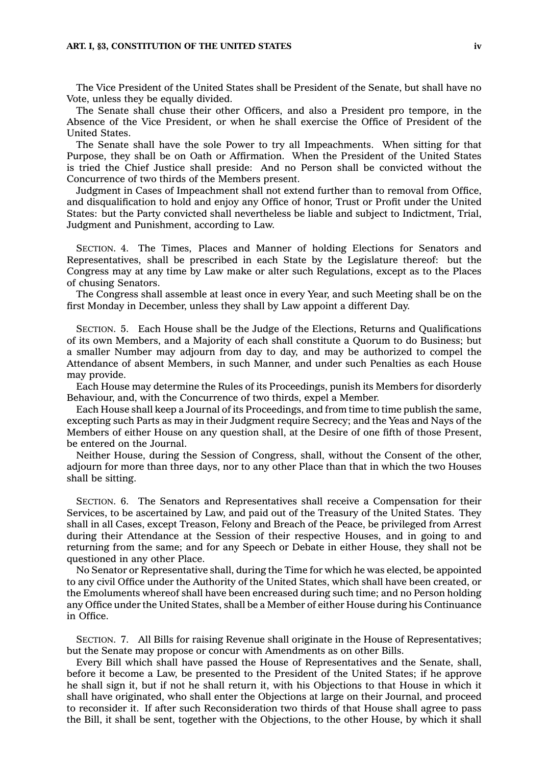The Vice President of the United States shall be President of the Senate, but shall have no Vote, unless they be equally divided.

The Senate shall chuse their other Officers, and also a President pro tempore, in the Absence of the Vice President, or when he shall exercise the Office of President of the United States.

The Senate shall have the sole Power to try all Impeachments. When sitting for that Purpose, they shall be on Oath or Affirmation. When the President of the United States is tried the Chief Justice shall preside: And no Person shall be convicted without the Concurrence of two thirds of the Members present.

Judgment in Cases of Impeachment shall not extend further than to removal from Office, and disqualification to hold and enjoy any Office of honor, Trust or Profit under the United States: but the Party convicted shall nevertheless be liable and subject to Indictment, Trial, Judgment and Punishment, according to Law.

SECTION. 4. The Times, Places and Manner of holding Elections for Senators and Representatives, shall be prescribed in each State by the Legislature thereof: but the Congress may at any time by Law make or alter such Regulations, except as to the Places of chusing Senators.

The Congress shall assemble at least once in every Year, and such Meeting shall be on the first Monday in December, unless they shall by Law appoint a different Day.

SECTION. 5. Each House shall be the Judge of the Elections, Returns and Qualifications of its own Members, and a Majority of each shall constitute a Quorum to do Business; but a smaller Number may adjourn from day to day, and may be authorized to compel the Attendance of absent Members, in such Manner, and under such Penalties as each House may provide.

Each House may determine the Rules of its Proceedings, punish its Members for disorderly Behaviour, and, with the Concurrence of two thirds, expel a Member.

Each House shall keep a Journal of its Proceedings, and from time to time publish the same, excepting such Parts as may in their Judgment require Secrecy; and the Yeas and Nays of the Members of either House on any question shall, at the Desire of one fifth of those Present, be entered on the Journal.

Neither House, during the Session of Congress, shall, without the Consent of the other, adjourn for more than three days, nor to any other Place than that in which the two Houses shall be sitting.

SECTION. 6. The Senators and Representatives shall receive a Compensation for their Services, to be ascertained by Law, and paid out of the Treasury of the United States. They shall in all Cases, except Treason, Felony and Breach of the Peace, be privileged from Arrest during their Attendance at the Session of their respective Houses, and in going to and returning from the same; and for any Speech or Debate in either House, they shall not be questioned in any other Place.

No Senator or Representative shall, during the Time for which he was elected, be appointed to any civil Office under the Authority of the United States, which shall have been created, or the Emoluments whereof shall have been encreased during such time; and no Person holding any Office under the United States, shall be a Member of either House during his Continuance in Office.

SECTION. 7. All Bills for raising Revenue shall originate in the House of Representatives; but the Senate may propose or concur with Amendments as on other Bills.

Every Bill which shall have passed the House of Representatives and the Senate, shall, before it become a Law, be presented to the President of the United States; if he approve he shall sign it, but if not he shall return it, with his Objections to that House in which it shall have originated, who shall enter the Objections at large on their Journal, and proceed to reconsider it. If after such Reconsideration two thirds of that House shall agree to pass the Bill, it shall be sent, together with the Objections, to the other House, by which it shall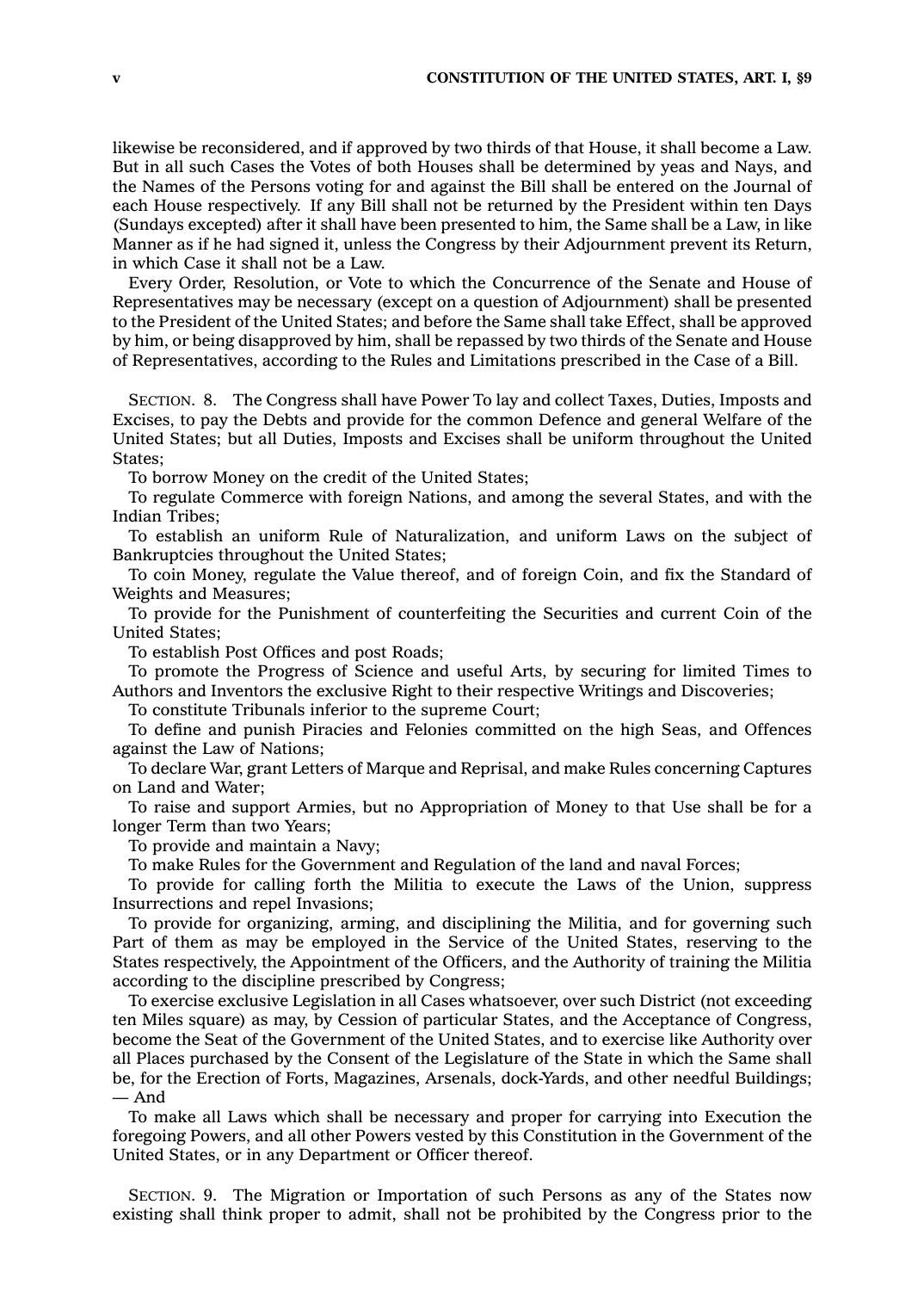likewise be reconsidered, and if approved by two thirds of that House, it shall become a Law. But in all such Cases the Votes of both Houses shall be determined by yeas and Nays, and the Names of the Persons voting for and against the Bill shall be entered on the Journal of each House respectively. If any Bill shall not be returned by the President within ten Days (Sundays excepted) after it shall have been presented to him, the Same shall be a Law, in like Manner as if he had signed it, unless the Congress by their Adjournment prevent its Return, in which Case it shall not be a Law.

Every Order, Resolution, or Vote to which the Concurrence of the Senate and House of Representatives may be necessary (except on a question of Adjournment) shall be presented to the President of the United States; and before the Same shall take Effect, shall be approved by him, or being disapproved by him, shall be repassed by two thirds of the Senate and House of Representatives, according to the Rules and Limitations prescribed in the Case of a Bill.

SECTION. 8. The Congress shall have Power To lay and collect Taxes, Duties, Imposts and Excises, to pay the Debts and provide for the common Defence and general Welfare of the United States; but all Duties, Imposts and Excises shall be uniform throughout the United States;

To borrow Money on the credit of the United States;

To regulate Commerce with foreign Nations, and among the several States, and with the Indian Tribes;

To establish an uniform Rule of Naturalization, and uniform Laws on the subject of Bankruptcies throughout the United States;

To coin Money, regulate the Value thereof, and of foreign Coin, and fix the Standard of Weights and Measures;

To provide for the Punishment of counterfeiting the Securities and current Coin of the United States;

To establish Post Offices and post Roads;

To promote the Progress of Science and useful Arts, by securing for limited Times to Authors and Inventors the exclusive Right to their respective Writings and Discoveries;

To constitute Tribunals inferior to the supreme Court;

To define and punish Piracies and Felonies committed on the high Seas, and Offences against the Law of Nations;

To declare War, grant Letters of Marque and Reprisal, and make Rules concerning Captures on Land and Water;

To raise and support Armies, but no Appropriation of Money to that Use shall be for a longer Term than two Years;

To provide and maintain a Navy;

To make Rules for the Government and Regulation of the land and naval Forces;

To provide for calling forth the Militia to execute the Laws of the Union, suppress Insurrections and repel Invasions;

To provide for organizing, arming, and disciplining the Militia, and for governing such Part of them as may be employed in the Service of the United States, reserving to the States respectively, the Appointment of the Officers, and the Authority of training the Militia according to the discipline prescribed by Congress;

To exercise exclusive Legislation in all Cases whatsoever, over such District (not exceeding ten Miles square) as may, by Cession of particular States, and the Acceptance of Congress, become the Seat of the Government of the United States, and to exercise like Authority over all Places purchased by the Consent of the Legislature of the State in which the Same shall be, for the Erection of Forts, Magazines, Arsenals, dock-Yards, and other needful Buildings; — And

To make all Laws which shall be necessary and proper for carrying into Execution the foregoing Powers, and all other Powers vested by this Constitution in the Government of the United States, or in any Department or Officer thereof.

SECTION. 9. The Migration or Importation of such Persons as any of the States now existing shall think proper to admit, shall not be prohibited by the Congress prior to the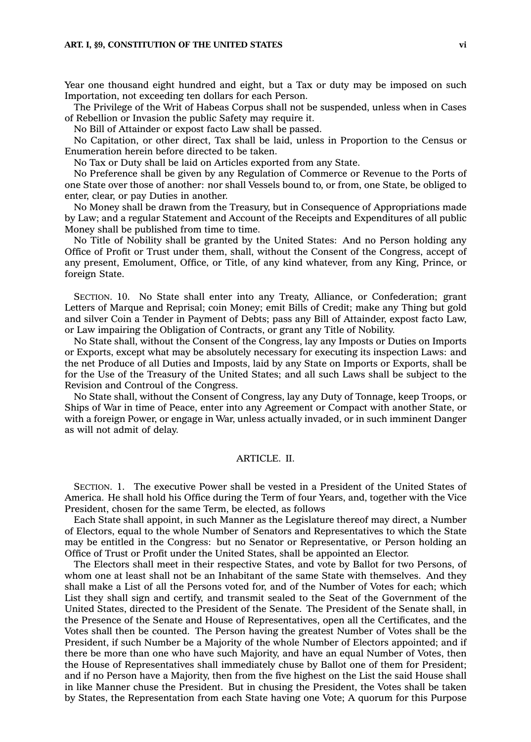Year one thousand eight hundred and eight, but a Tax or duty may be imposed on such Importation, not exceeding ten dollars for each Person.

The Privilege of the Writ of Habeas Corpus shall not be suspended, unless when in Cases of Rebellion or Invasion the public Safety may require it.

No Bill of Attainder or expost facto Law shall be passed.

No Capitation, or other direct, Tax shall be laid, unless in Proportion to the Census or Enumeration herein before directed to be taken.

No Tax or Duty shall be laid on Articles exported from any State.

No Preference shall be given by any Regulation of Commerce or Revenue to the Ports of one State over those of another: nor shall Vessels bound to, or from, one State, be obliged to enter, clear, or pay Duties in another.

No Money shall be drawn from the Treasury, but in Consequence of Appropriations made by Law; and a regular Statement and Account of the Receipts and Expenditures of all public Money shall be published from time to time.

No Title of Nobility shall be granted by the United States: And no Person holding any Office of Profit or Trust under them, shall, without the Consent of the Congress, accept of any present, Emolument, Office, or Title, of any kind whatever, from any King, Prince, or foreign State.

SECTION. 10. No State shall enter into any Treaty, Alliance, or Confederation; grant Letters of Marque and Reprisal; coin Money; emit Bills of Credit; make any Thing but gold and silver Coin a Tender in Payment of Debts; pass any Bill of Attainder, expost facto Law, or Law impairing the Obligation of Contracts, or grant any Title of Nobility.

No State shall, without the Consent of the Congress, lay any Imposts or Duties on Imports or Exports, except what may be absolutely necessary for executing its inspection Laws: and the net Produce of all Duties and Imposts, laid by any State on Imports or Exports, shall be for the Use of the Treasury of the United States; and all such Laws shall be subject to the Revision and Controul of the Congress.

No State shall, without the Consent of Congress, lay any Duty of Tonnage, keep Troops, or Ships of War in time of Peace, enter into any Agreement or Compact with another State, or with a foreign Power, or engage in War, unless actually invaded, or in such imminent Danger as will not admit of delay.

## ARTICLE. II.

SECTION. 1. The executive Power shall be vested in a President of the United States of America. He shall hold his Office during the Term of four Years, and, together with the Vice President, chosen for the same Term, be elected, as follows

Each State shall appoint, in such Manner as the Legislature thereof may direct, a Number of Electors, equal to the whole Number of Senators and Representatives to which the State may be entitled in the Congress: but no Senator or Representative, or Person holding an Office of Trust or Profit under the United States, shall be appointed an Elector.

The Electors shall meet in their respective States, and vote by Ballot for two Persons, of whom one at least shall not be an Inhabitant of the same State with themselves. And they shall make a List of all the Persons voted for, and of the Number of Votes for each; which List they shall sign and certify, and transmit sealed to the Seat of the Government of the United States, directed to the President of the Senate. The President of the Senate shall, in the Presence of the Senate and House of Representatives, open all the Certificates, and the Votes shall then be counted. The Person having the greatest Number of Votes shall be the President, if such Number be a Majority of the whole Number of Electors appointed; and if there be more than one who have such Majority, and have an equal Number of Votes, then the House of Representatives shall immediately chuse by Ballot one of them for President; and if no Person have a Majority, then from the five highest on the List the said House shall in like Manner chuse the President. But in chusing the President, the Votes shall be taken by States, the Representation from each State having one Vote; A quorum for this Purpose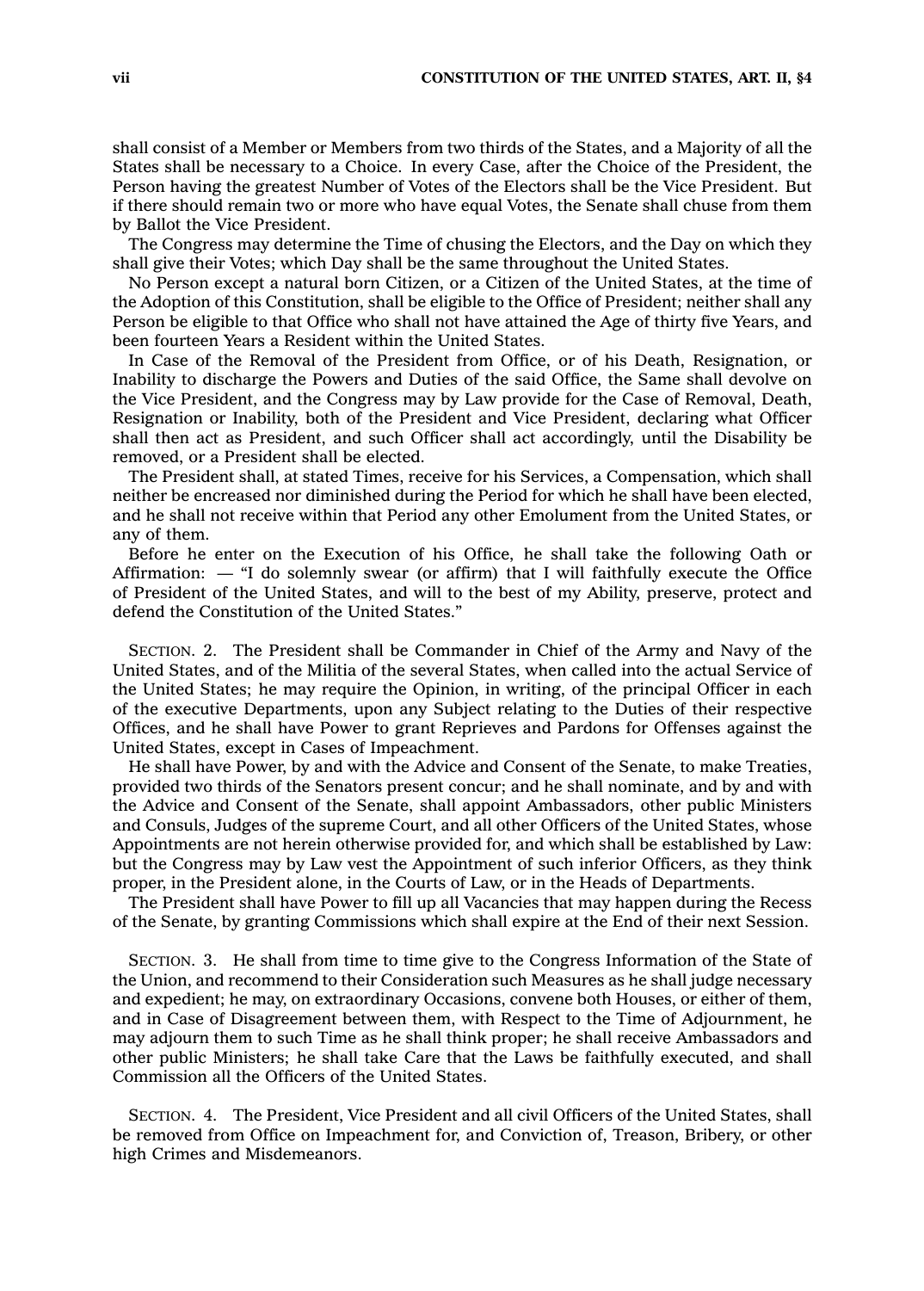shall consist of a Member or Members from two thirds of the States, and a Majority of all the States shall be necessary to a Choice. In every Case, after the Choice of the President, the Person having the greatest Number of Votes of the Electors shall be the Vice President. But if there should remain two or more who have equal Votes, the Senate shall chuse from them by Ballot the Vice President.

The Congress may determine the Time of chusing the Electors, and the Day on which they shall give their Votes; which Day shall be the same throughout the United States.

No Person except a natural born Citizen, or a Citizen of the United States, at the time of the Adoption of this Constitution, shall be eligible to the Office of President; neither shall any Person be eligible to that Office who shall not have attained the Age of thirty five Years, and been fourteen Years a Resident within the United States.

In Case of the Removal of the President from Office, or of his Death, Resignation, or Inability to discharge the Powers and Duties of the said Office, the Same shall devolve on the Vice President, and the Congress may by Law provide for the Case of Removal, Death, Resignation or Inability, both of the President and Vice President, declaring what Officer shall then act as President, and such Officer shall act accordingly, until the Disability be removed, or a President shall be elected.

The President shall, at stated Times, receive for his Services, a Compensation, which shall neither be encreased nor diminished during the Period for which he shall have been elected, and he shall not receive within that Period any other Emolument from the United States, or any of them.

Before he enter on the Execution of his Office, he shall take the following Oath or Affirmation: — "I do solemnly swear (or affirm) that I will faithfully execute the Office of President of the United States, and will to the best of my Ability, preserve, protect and defend the Constitution of the United States."

SECTION. 2. The President shall be Commander in Chief of the Army and Navy of the United States, and of the Militia of the several States, when called into the actual Service of the United States; he may require the Opinion, in writing, of the principal Officer in each of the executive Departments, upon any Subject relating to the Duties of their respective Offices, and he shall have Power to grant Reprieves and Pardons for Offenses against the United States, except in Cases of Impeachment.

He shall have Power, by and with the Advice and Consent of the Senate, to make Treaties, provided two thirds of the Senators present concur; and he shall nominate, and by and with the Advice and Consent of the Senate, shall appoint Ambassadors, other public Ministers and Consuls, Judges of the supreme Court, and all other Officers of the United States, whose Appointments are not herein otherwise provided for, and which shall be established by Law: but the Congress may by Law vest the Appointment of such inferior Officers, as they think proper, in the President alone, in the Courts of Law, or in the Heads of Departments.

The President shall have Power to fill up all Vacancies that may happen during the Recess of the Senate, by granting Commissions which shall expire at the End of their next Session.

SECTION. 3. He shall from time to time give to the Congress Information of the State of the Union, and recommend to their Consideration such Measures as he shall judge necessary and expedient; he may, on extraordinary Occasions, convene both Houses, or either of them, and in Case of Disagreement between them, with Respect to the Time of Adjournment, he may adjourn them to such Time as he shall think proper; he shall receive Ambassadors and other public Ministers; he shall take Care that the Laws be faithfully executed, and shall Commission all the Officers of the United States.

SECTION. 4. The President, Vice President and all civil Officers of the United States, shall be removed from Office on Impeachment for, and Conviction of, Treason, Bribery, or other high Crimes and Misdemeanors.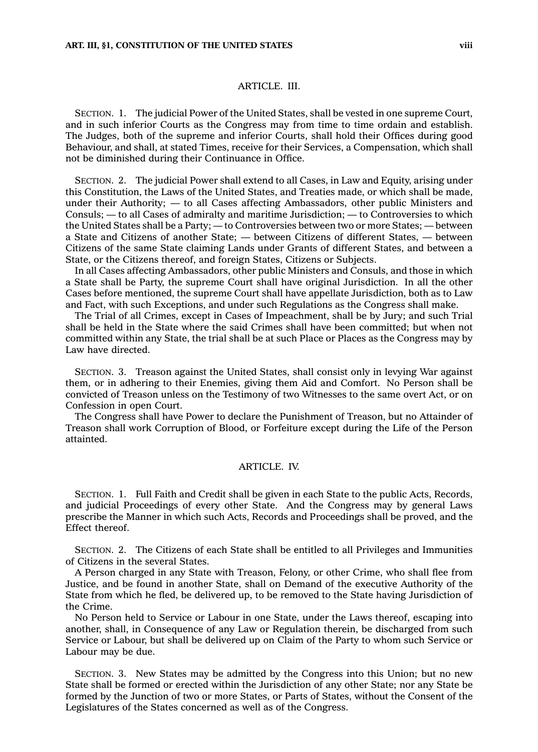## ARTICLE. III.

SECTION. 1. The judicial Power of the United States, shall be vested in one supreme Court, and in such inferior Courts as the Congress may from time to time ordain and establish. The Judges, both of the supreme and inferior Courts, shall hold their Offices during good Behaviour, and shall, at stated Times, receive for their Services, a Compensation, which shall not be diminished during their Continuance in Office.

SECTION. 2. The judicial Power shall extend to all Cases, in Law and Equity, arising under this Constitution, the Laws of the United States, and Treaties made, or which shall be made, under their Authority; — to all Cases affecting Ambassadors, other public Ministers and Consuls; — to all Cases of admiralty and maritime Jurisdiction; — to Controversies to which the United States shall be a Party; — to Controversies between two or more States; — between a State and Citizens of another State; — between Citizens of different States, — between Citizens of the same State claiming Lands under Grants of different States, and between a State, or the Citizens thereof, and foreign States, Citizens or Subjects.

In all Cases affecting Ambassadors, other public Ministers and Consuls, and those in which a State shall be Party, the supreme Court shall have original Jurisdiction. In all the other Cases before mentioned, the supreme Court shall have appellate Jurisdiction, both as to Law and Fact, with such Exceptions, and under such Regulations as the Congress shall make.

The Trial of all Crimes, except in Cases of Impeachment, shall be by Jury; and such Trial shall be held in the State where the said Crimes shall have been committed; but when not committed within any State, the trial shall be at such Place or Places as the Congress may by Law have directed.

SECTION. 3. Treason against the United States, shall consist only in levying War against them, or in adhering to their Enemies, giving them Aid and Comfort. No Person shall be convicted of Treason unless on the Testimony of two Witnesses to the same overt Act, or on Confession in open Court.

The Congress shall have Power to declare the Punishment of Treason, but no Attainder of Treason shall work Corruption of Blood, or Forfeiture except during the Life of the Person attainted.

## ARTICLE. IV.

SECTION. 1. Full Faith and Credit shall be given in each State to the public Acts, Records, and judicial Proceedings of every other State. And the Congress may by general Laws prescribe the Manner in which such Acts, Records and Proceedings shall be proved, and the Effect thereof.

SECTION. 2. The Citizens of each State shall be entitled to all Privileges and Immunities of Citizens in the several States.

A Person charged in any State with Treason, Felony, or other Crime, who shall flee from Justice, and be found in another State, shall on Demand of the executive Authority of the State from which he fled, be delivered up, to be removed to the State having Jurisdiction of the Crime.

No Person held to Service or Labour in one State, under the Laws thereof, escaping into another, shall, in Consequence of any Law or Regulation therein, be discharged from such Service or Labour, but shall be delivered up on Claim of the Party to whom such Service or Labour may be due.

SECTION. 3. New States may be admitted by the Congress into this Union; but no new State shall be formed or erected within the Jurisdiction of any other State; nor any State be formed by the Junction of two or more States, or Parts of States, without the Consent of the Legislatures of the States concerned as well as of the Congress.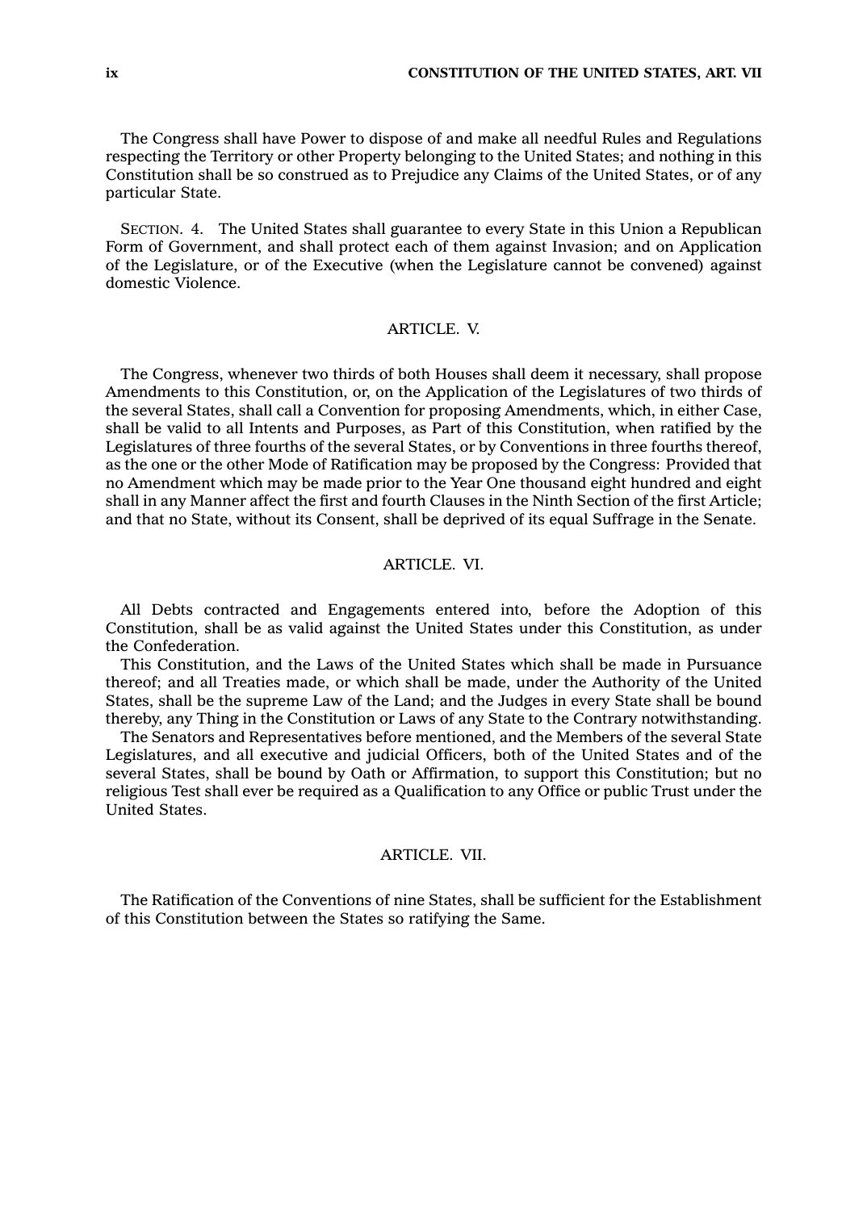The Congress shall have Power to dispose of and make all needful Rules and Regulations respecting the Territory or other Property belonging to the United States; and nothing in this Constitution shall be so construed as to Prejudice any Claims of the United States, or of any particular State.

SECTION. 4. The United States shall guarantee to every State in this Union a Republican Form of Government, and shall protect each of them against Invasion; and on Application of the Legislature, or of the Executive (when the Legislature cannot be convened) against domestic Violence.

## ARTICLE. V.

The Congress, whenever two thirds of both Houses shall deem it necessary, shall propose Amendments to this Constitution, or, on the Application of the Legislatures of two thirds of the several States, shall call a Convention for proposing Amendments, which, in either Case, shall be valid to all Intents and Purposes, as Part of this Constitution, when ratified by the Legislatures of three fourths of the several States, or by Conventions in three fourths thereof, as the one or the other Mode of Ratification may be proposed by the Congress: Provided that no Amendment which may be made prior to the Year One thousand eight hundred and eight shall in any Manner affect the first and fourth Clauses in the Ninth Section of the first Article; and that no State, without its Consent, shall be deprived of its equal Suffrage in the Senate.

## ARTICLE. VI.

All Debts contracted and Engagements entered into, before the Adoption of this Constitution, shall be as valid against the United States under this Constitution, as under the Confederation.

This Constitution, and the Laws of the United States which shall be made in Pursuance thereof; and all Treaties made, or which shall be made, under the Authority of the United States, shall be the supreme Law of the Land; and the Judges in every State shall be bound thereby, any Thing in the Constitution or Laws of any State to the Contrary notwithstanding.

The Senators and Representatives before mentioned, and the Members of the several State Legislatures, and all executive and judicial Officers, both of the United States and of the several States, shall be bound by Oath or Affirmation, to support this Constitution; but no religious Test shall ever be required as a Qualification to any Office or public Trust under the United States.

## ARTICLE. VII.

The Ratification of the Conventions of nine States, shall be sufficient for the Establishment of this Constitution between the States so ratifying the Same.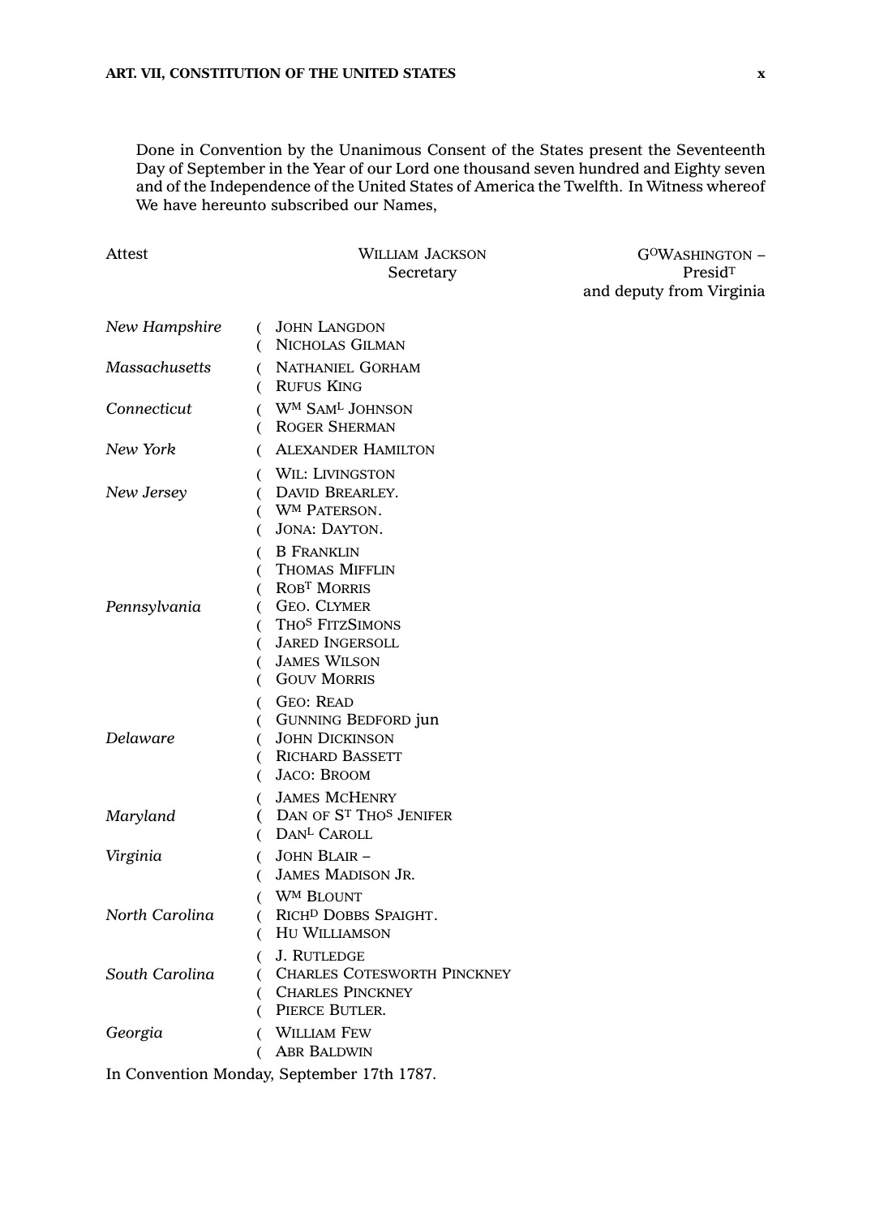Done in Convention by the Unanimous Consent of the States present the Seventeenth Day of September in the Year of our Lord one thousand seven hundred and Eighty seven and of the Independence of the United States of America the Twelfth. In Witness whereof We have hereunto subscribed our Names,

Attest — William Jackson, Secretary

G[o] Washington – Presid[t] and deputy from Virginia

*New Hampshire*
- John Langdon
- Nicholas Gilman

*Massachusetts*
- Nathaniel Gorham
- Rufus King

*Connecticut*
- W[m] Sam[l] Johnson
- Roger Sherman

*New York*
- Alexander Hamilton

*New Jersey*
- Wil: Livingston
- David Brearley.
- W[m] Paterson.
- Jona: Dayton.

*Pennsylvania*
- B Franklin
- Thomas Mifflin
- Rob[t] Morris
- Geo. Clymer
- Tho[s] FitzSimons
- Jared Ingersoll
- James Wilson
- Gouv Morris

*Delaware*
- Geo: Read
- Gunning Bedford jun
- John Dickinson
- Richard Bassett
- Jaco: Broom

*Maryland*
- James McHenry
- Dan of S[t] Tho[s] Jenifer
- Dan[l] Caroll

*Virginia*
- John Blair –
- James Madison Jr.

*North Carolina*
- W[m] Blount
- Rich[d] Dobbs Spaight.
- Hu Williamson

*South Carolina*
- J. Rutledge
- Charles Cotesworth Pinckney
- Charles Pinckney
- Pierce Butler.

*Georgia*
- William Few
- Abr Baldwin

In Convention Monday, September 17th 1787.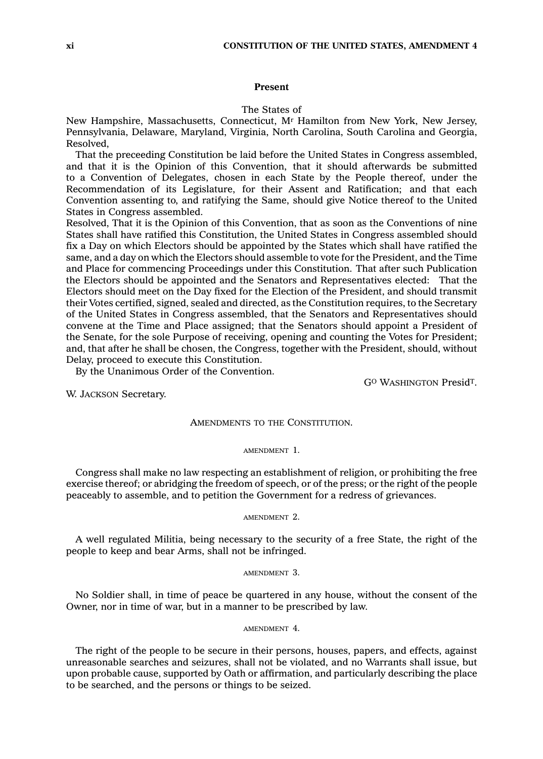**Present**

The States of
New Hampshire, Massachusetts, Connecticut, M^r^ Hamilton from New York, New Jersey, Pennsylvania, Delaware, Maryland, Virginia, North Carolina, South Carolina and Georgia,
Resolved,

That the preceeding Constitution be laid before the United States in Congress assembled, and that it is the Opinion of this Convention, that it should afterwards be submitted to a Convention of Delegates, chosen in each State by the People thereof, under the Recommendation of its Legislature, for their Assent and Ratification; and that each Convention assenting to, and ratifying the Same, should give Notice thereof to the United States in Congress assembled.

Resolved, That it is the Opinion of this Convention, that as soon as the Conventions of nine States shall have ratified this Constitution, the United States in Congress assembled should fix a Day on which Electors should be appointed by the States which shall have ratified the same, and a day on which the Electors should assemble to vote for the President, and the Time and Place for commencing Proceedings under this Constitution. That after such Publication the Electors should be appointed and the Senators and Representatives elected: That the Electors should meet on the Day fixed for the Election of the President, and should transmit their Votes certified, signed, sealed and directed, as the Constitution requires, to the Secretary of the United States in Congress assembled, that the Senators and Representatives should convene at the Time and Place assigned; that the Senators should appoint a President of the Senate, for the sole Purpose of receiving, opening and counting the Votes for President; and, that after he shall be chosen, the Congress, together with the President, should, without Delay, proceed to execute this Constitution.

By the Unanimous Order of the Convention.

G^O^ WASHINGTON Presid^T^.

W. JACKSON Secretary.

## AMENDMENTS TO THE CONSTITUTION.

### AMENDMENT 1.

Congress shall make no law respecting an establishment of religion, or prohibiting the free exercise thereof; or abridging the freedom of speech, or of the press; or the right of the people peaceably to assemble, and to petition the Government for a redress of grievances.

### AMENDMENT 2.

A well regulated Militia, being necessary to the security of a free State, the right of the people to keep and bear Arms, shall not be infringed.

### AMENDMENT 3.

No Soldier shall, in time of peace be quartered in any house, without the consent of the Owner, nor in time of war, but in a manner to be prescribed by law.

### AMENDMENT 4.

The right of the people to be secure in their persons, houses, papers, and effects, against unreasonable searches and seizures, shall not be violated, and no Warrants shall issue, but upon probable cause, supported by Oath or affirmation, and particularly describing the place to be searched, and the persons or things to be seized.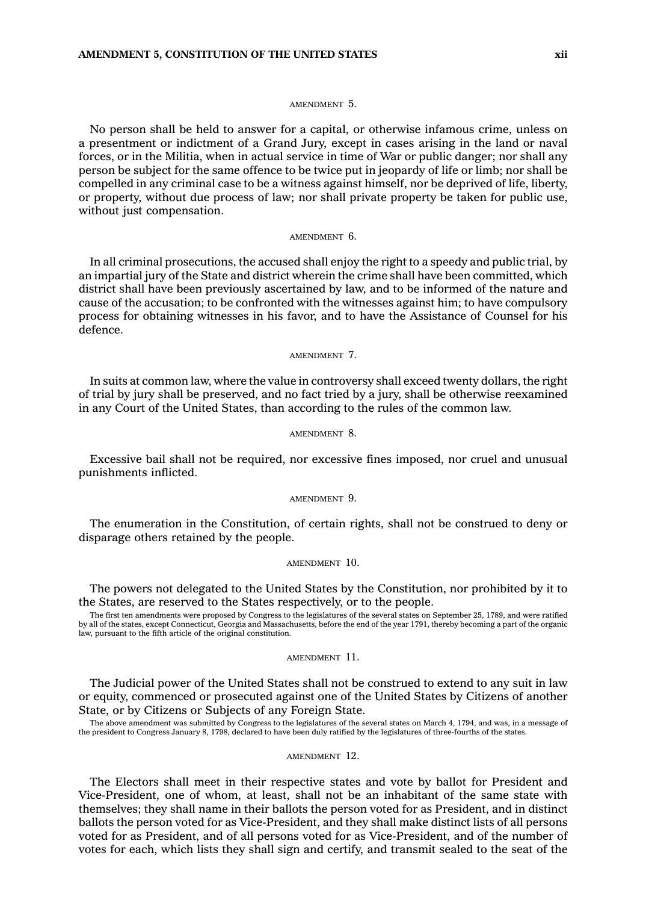### AMENDMENT 5.

No person shall be held to answer for a capital, or otherwise infamous crime, unless on a presentment or indictment of a Grand Jury, except in cases arising in the land or naval forces, or in the Militia, when in actual service in time of War or public danger; nor shall any person be subject for the same offence to be twice put in jeopardy of life or limb; nor shall be compelled in any criminal case to be a witness against himself, nor be deprived of life, liberty, or property, without due process of law; nor shall private property be taken for public use, without just compensation.

### AMENDMENT 6.

In all criminal prosecutions, the accused shall enjoy the right to a speedy and public trial, by an impartial jury of the State and district wherein the crime shall have been committed, which district shall have been previously ascertained by law, and to be informed of the nature and cause of the accusation; to be confronted with the witnesses against him; to have compulsory process for obtaining witnesses in his favor, and to have the Assistance of Counsel for his defence.

### AMENDMENT 7.

In suits at common law, where the value in controversy shall exceed twenty dollars, the right of trial by jury shall be preserved, and no fact tried by a jury, shall be otherwise reexamined in any Court of the United States, than according to the rules of the common law.

### AMENDMENT 8.

Excessive bail shall not be required, nor excessive fines imposed, nor cruel and unusual punishments inflicted.

### AMENDMENT 9.

The enumeration in the Constitution, of certain rights, shall not be construed to deny or disparage others retained by the people.

### AMENDMENT 10.

The powers not delegated to the United States by the Constitution, nor prohibited by it to the States, are reserved to the States respectively, or to the people.

The first ten amendments were proposed by Congress to the legislatures of the several states on September 25, 1789, and were ratified by all of the states, except Connecticut, Georgia and Massachusetts, before the end of the year 1791, thereby becoming a part of the organic law, pursuant to the fifth article of the original constitution.

### AMENDMENT 11.

The Judicial power of the United States shall not be construed to extend to any suit in law or equity, commenced or prosecuted against one of the United States by Citizens of another State, or by Citizens or Subjects of any Foreign State.

The above amendment was submitted by Congress to the legislatures of the several states on March 4, 1794, and was, in a message of the president to Congress January 8, 1798, declared to have been duly ratified by the legislatures of three-fourths of the states.

### AMENDMENT 12.

The Electors shall meet in their respective states and vote by ballot for President and Vice-President, one of whom, at least, shall not be an inhabitant of the same state with themselves; they shall name in their ballots the person voted for as President, and in distinct ballots the person voted for as Vice-President, and they shall make distinct lists of all persons voted for as President, and of all persons voted for as Vice-President, and of the number of votes for each, which lists they shall sign and certify, and transmit sealed to the seat of the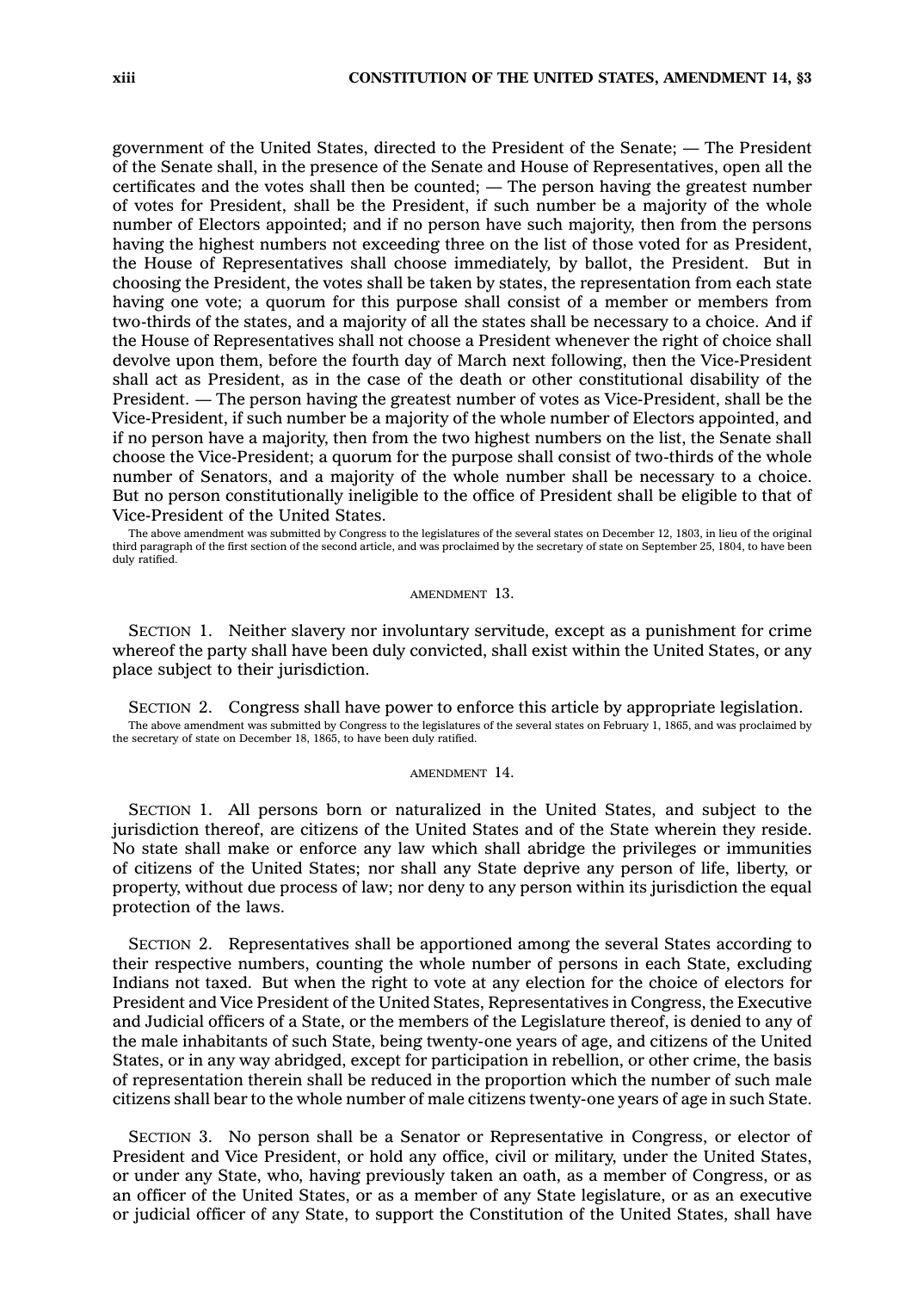government of the United States, directed to the President of the Senate; — The President of the Senate shall, in the presence of the Senate and House of Representatives, open all the certificates and the votes shall then be counted; — The person having the greatest number of votes for President, shall be the President, if such number be a majority of the whole number of Electors appointed; and if no person have such majority, then from the persons having the highest numbers not exceeding three on the list of those voted for as President, the House of Representatives shall choose immediately, by ballot, the President. But in choosing the President, the votes shall be taken by states, the representation from each state having one vote; a quorum for this purpose shall consist of a member or members from two-thirds of the states, and a majority of all the states shall be necessary to a choice. And if the House of Representatives shall not choose a President whenever the right of choice shall devolve upon them, before the fourth day of March next following, then the Vice-President shall act as President, as in the case of the death or other constitutional disability of the President. — The person having the greatest number of votes as Vice-President, shall be the Vice-President, if such number be a majority of the whole number of Electors appointed, and if no person have a majority, then from the two highest numbers on the list, the Senate shall choose the Vice-President; a quorum for the purpose shall consist of two-thirds of the whole number of Senators, and a majority of the whole number shall be necessary to a choice. But no person constitutionally ineligible to the office of President shall be eligible to that of Vice-President of the United States.

The above amendment was submitted by Congress to the legislatures of the several states on December 12, 1803, in lieu of the original third paragraph of the first section of the second article, and was proclaimed by the secretary of state on September 25, 1804, to have been duly ratified.

### AMENDMENT 13.

SECTION 1. Neither slavery nor involuntary servitude, except as a punishment for crime whereof the party shall have been duly convicted, shall exist within the United States, or any place subject to their jurisdiction.

SECTION 2. Congress shall have power to enforce this article by appropriate legislation.

The above amendment was submitted by Congress to the legislatures of the several states on February 1, 1865, and was proclaimed by the secretary of state on December 18, 1865, to have been duly ratified.

### AMENDMENT 14.

SECTION 1. All persons born or naturalized in the United States, and subject to the jurisdiction thereof, are citizens of the United States and of the State wherein they reside. No state shall make or enforce any law which shall abridge the privileges or immunities of citizens of the United States; nor shall any State deprive any person of life, liberty, or property, without due process of law; nor deny to any person within its jurisdiction the equal protection of the laws.

SECTION 2. Representatives shall be apportioned among the several States according to their respective numbers, counting the whole number of persons in each State, excluding Indians not taxed. But when the right to vote at any election for the choice of electors for President and Vice President of the United States, Representatives in Congress, the Executive and Judicial officers of a State, or the members of the Legislature thereof, is denied to any of the male inhabitants of such State, being twenty-one years of age, and citizens of the United States, or in any way abridged, except for participation in rebellion, or other crime, the basis of representation therein shall be reduced in the proportion which the number of such male citizens shall bear to the whole number of male citizens twenty-one years of age in such State.

SECTION 3. No person shall be a Senator or Representative in Congress, or elector of President and Vice President, or hold any office, civil or military, under the United States, or under any State, who, having previously taken an oath, as a member of Congress, or as an officer of the United States, or as a member of any State legislature, or as an executive or judicial officer of any State, to support the Constitution of the United States, shall have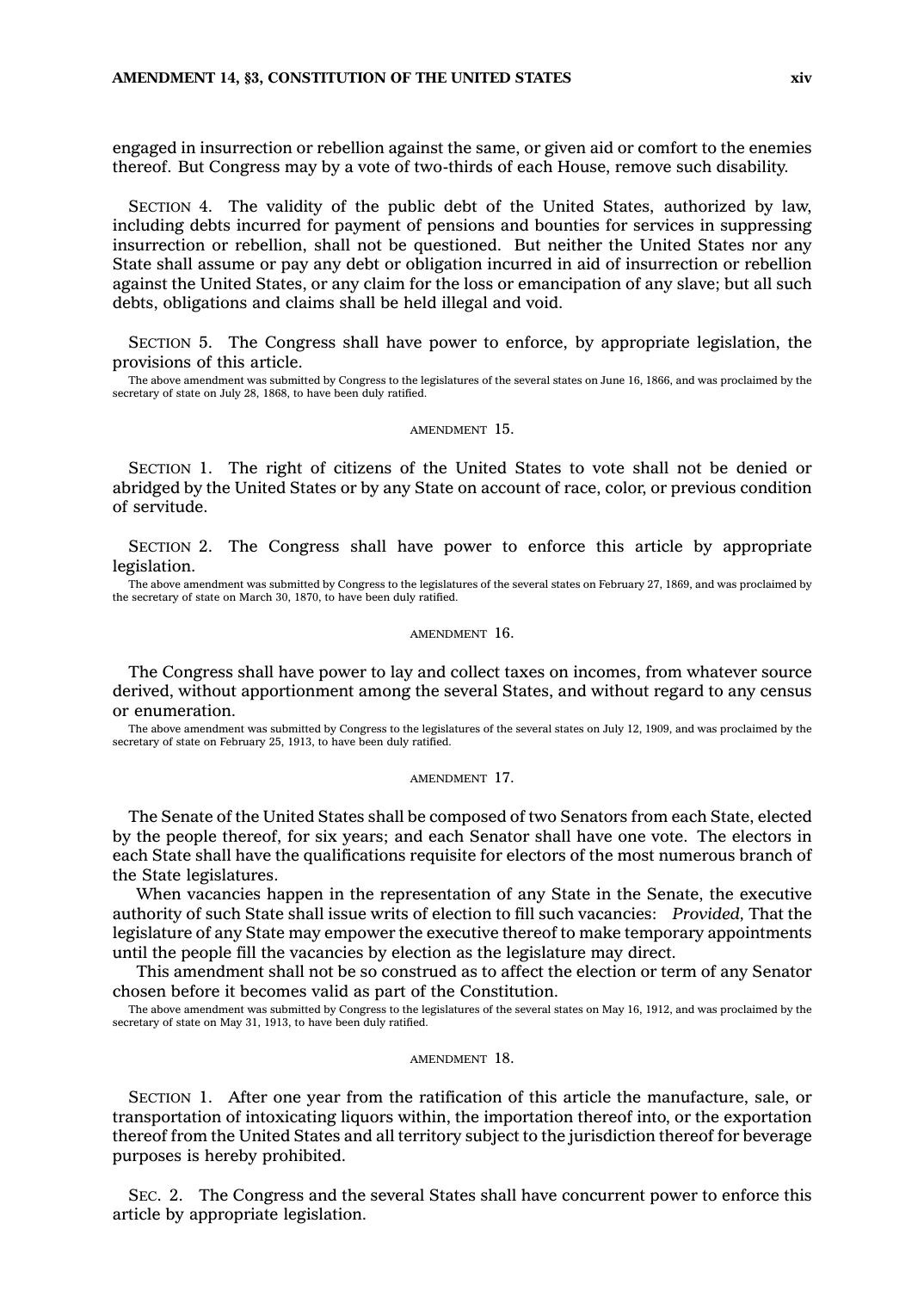engaged in insurrection or rebellion against the same, or given aid or comfort to the enemies thereof. But Congress may by a vote of two-thirds of each House, remove such disability.

SECTION 4. The validity of the public debt of the United States, authorized by law, including debts incurred for payment of pensions and bounties for services in suppressing insurrection or rebellion, shall not be questioned. But neither the United States nor any State shall assume or pay any debt or obligation incurred in aid of insurrection or rebellion against the United States, or any claim for the loss or emancipation of any slave; but all such debts, obligations and claims shall be held illegal and void.

SECTION 5. The Congress shall have power to enforce, by appropriate legislation, the provisions of this article.

The above amendment was submitted by Congress to the legislatures of the several states on June 16, 1866, and was proclaimed by the secretary of state on July 28, 1868, to have been duly ratified.

## AMENDMENT 15.

SECTION 1. The right of citizens of the United States to vote shall not be denied or abridged by the United States or by any State on account of race, color, or previous condition of servitude.

SECTION 2. The Congress shall have power to enforce this article by appropriate legislation.

The above amendment was submitted by Congress to the legislatures of the several states on February 27, 1869, and was proclaimed by the secretary of state on March 30, 1870, to have been duly ratified.

## AMENDMENT 16.

The Congress shall have power to lay and collect taxes on incomes, from whatever source derived, without apportionment among the several States, and without regard to any census or enumeration.

The above amendment was submitted by Congress to the legislatures of the several states on July 12, 1909, and was proclaimed by the secretary of state on February 25, 1913, to have been duly ratified.

## AMENDMENT 17.

The Senate of the United States shall be composed of two Senators from each State, elected by the people thereof, for six years; and each Senator shall have one vote. The electors in each State shall have the qualifications requisite for electors of the most numerous branch of the State legislatures.

When vacancies happen in the representation of any State in the Senate, the executive authority of such State shall issue writs of election to fill such vacancies: *Provided*, That the legislature of any State may empower the executive thereof to make temporary appointments until the people fill the vacancies by election as the legislature may direct.

This amendment shall not be so construed as to affect the election or term of any Senator chosen before it becomes valid as part of the Constitution.

The above amendment was submitted by Congress to the legislatures of the several states on May 16, 1912, and was proclaimed by the secretary of state on May 31, 1913, to have been duly ratified.

## AMENDMENT 18.

SECTION 1. After one year from the ratification of this article the manufacture, sale, or transportation of intoxicating liquors within, the importation thereof into, or the exportation thereof from the United States and all territory subject to the jurisdiction thereof for beverage purposes is hereby prohibited.

SEC. 2. The Congress and the several States shall have concurrent power to enforce this article by appropriate legislation.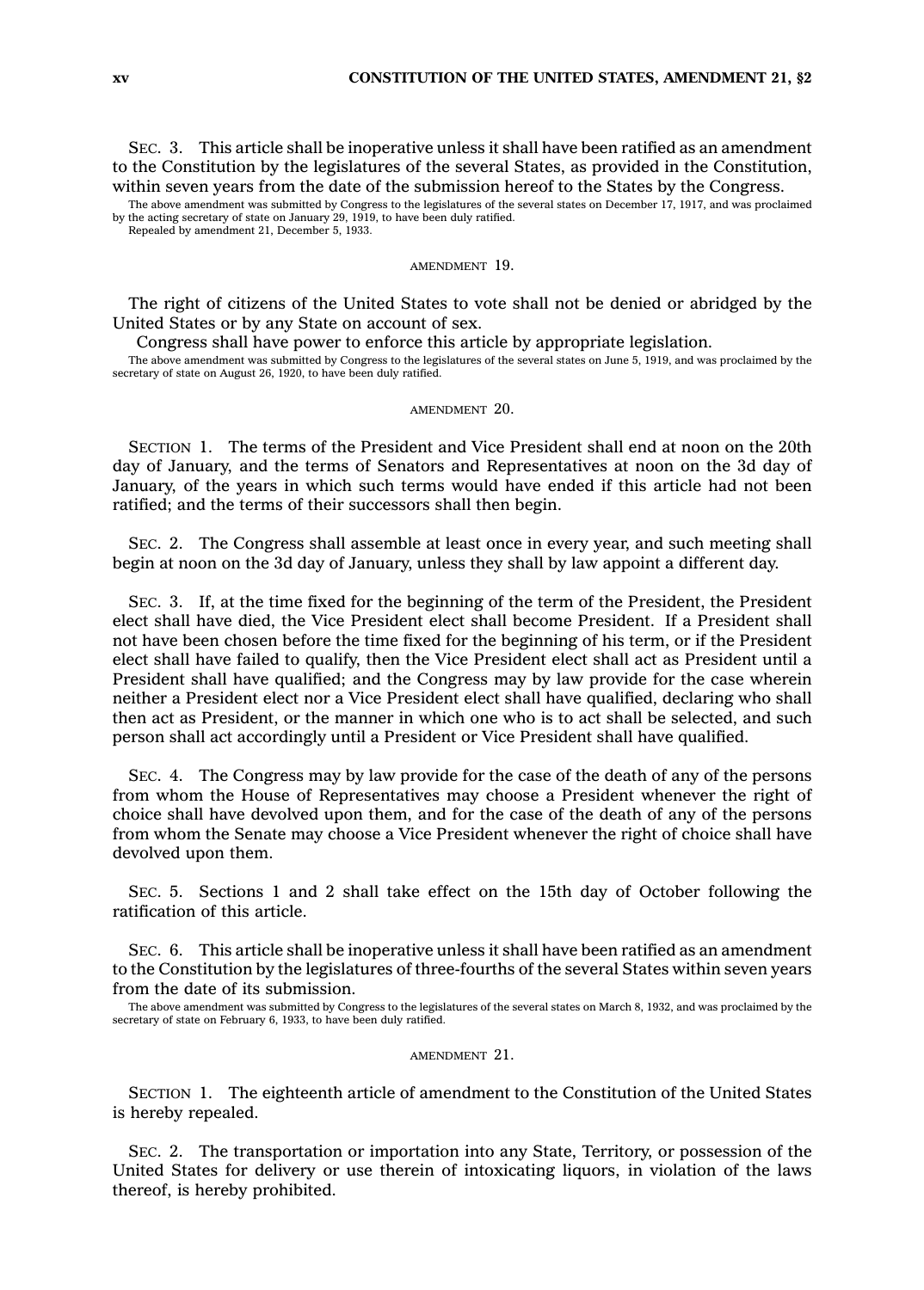SEC. 3. This article shall be inoperative unless it shall have been ratified as an amendment to the Constitution by the legislatures of the several States, as provided in the Constitution, within seven years from the date of the submission hereof to the States by the Congress.

The above amendment was submitted by Congress to the legislatures of the several states on December 17, 1917, and was proclaimed by the acting secretary of state on January 29, 1919, to have been duly ratified.
Repealed by amendment 21, December 5, 1933.

## AMENDMENT 19.

The right of citizens of the United States to vote shall not be denied or abridged by the United States or by any State on account of sex.

Congress shall have power to enforce this article by appropriate legislation.

The above amendment was submitted by Congress to the legislatures of the several states on June 5, 1919, and was proclaimed by the secretary of state on August 26, 1920, to have been duly ratified.

## AMENDMENT 20.

SECTION 1. The terms of the President and Vice President shall end at noon on the 20th day of January, and the terms of Senators and Representatives at noon on the 3d day of January, of the years in which such terms would have ended if this article had not been ratified; and the terms of their successors shall then begin.

SEC. 2. The Congress shall assemble at least once in every year, and such meeting shall begin at noon on the 3d day of January, unless they shall by law appoint a different day.

SEC. 3. If, at the time fixed for the beginning of the term of the President, the President elect shall have died, the Vice President elect shall become President. If a President shall not have been chosen before the time fixed for the beginning of his term, or if the President elect shall have failed to qualify, then the Vice President elect shall act as President until a President shall have qualified; and the Congress may by law provide for the case wherein neither a President elect nor a Vice President elect shall have qualified, declaring who shall then act as President, or the manner in which one who is to act shall be selected, and such person shall act accordingly until a President or Vice President shall have qualified.

SEC. 4. The Congress may by law provide for the case of the death of any of the persons from whom the House of Representatives may choose a President whenever the right of choice shall have devolved upon them, and for the case of the death of any of the persons from whom the Senate may choose a Vice President whenever the right of choice shall have devolved upon them.

SEC. 5. Sections 1 and 2 shall take effect on the 15th day of October following the ratification of this article.

SEC. 6. This article shall be inoperative unless it shall have been ratified as an amendment to the Constitution by the legislatures of three-fourths of the several States within seven years from the date of its submission.

The above amendment was submitted by Congress to the legislatures of the several states on March 8, 1932, and was proclaimed by the secretary of state on February 6, 1933, to have been duly ratified.

## AMENDMENT 21.

SECTION 1. The eighteenth article of amendment to the Constitution of the United States is hereby repealed.

SEC. 2. The transportation or importation into any State, Territory, or possession of the United States for delivery or use therein of intoxicating liquors, in violation of the laws thereof, is hereby prohibited.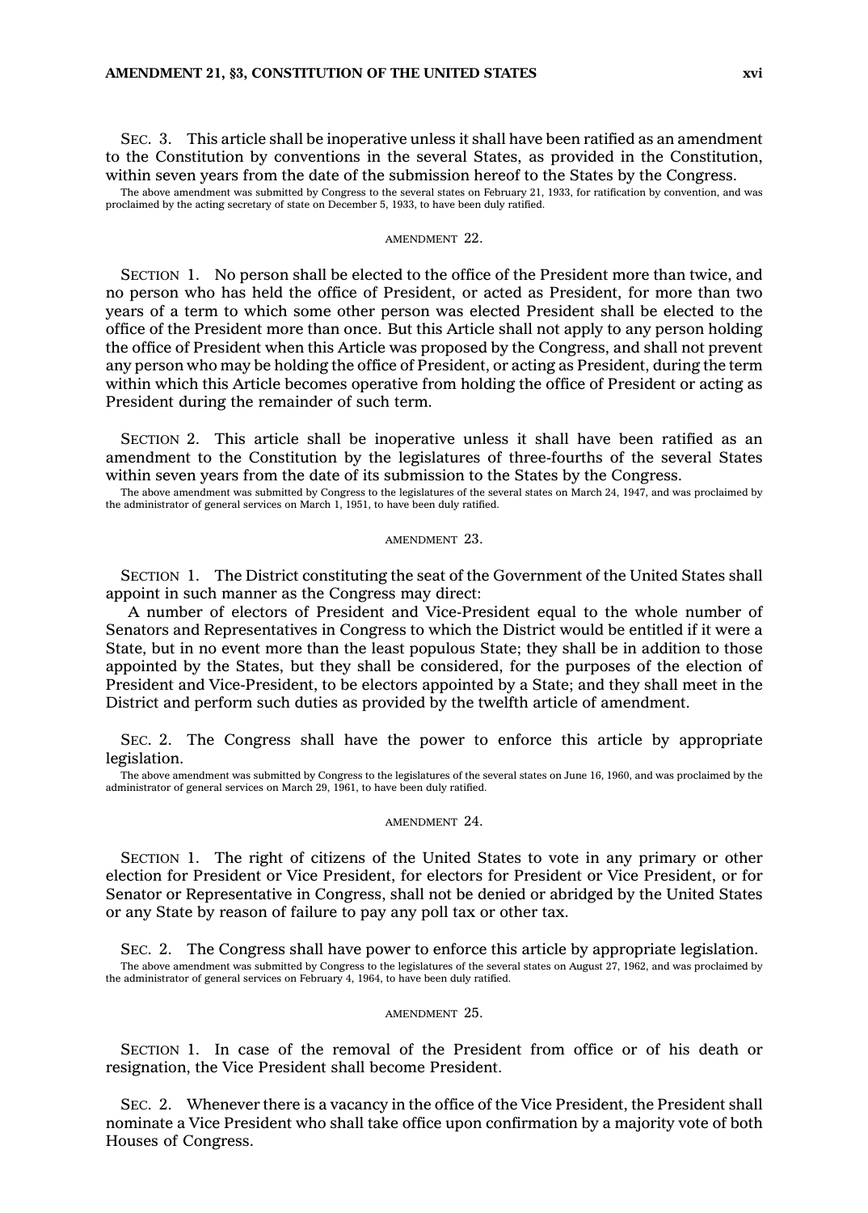SEC. 3. This article shall be inoperative unless it shall have been ratified as an amendment to the Constitution by conventions in the several States, as provided in the Constitution, within seven years from the date of the submission hereof to the States by the Congress.

The above amendment was submitted by Congress to the several states on February 21, 1933, for ratification by convention, and was proclaimed by the acting secretary of state on December 5, 1933, to have been duly ratified.

## AMENDMENT 22.

SECTION 1. No person shall be elected to the office of the President more than twice, and no person who has held the office of President, or acted as President, for more than two years of a term to which some other person was elected President shall be elected to the office of the President more than once. But this Article shall not apply to any person holding the office of President when this Article was proposed by the Congress, and shall not prevent any person who may be holding the office of President, or acting as President, during the term within which this Article becomes operative from holding the office of President or acting as President during the remainder of such term.

SECTION 2. This article shall be inoperative unless it shall have been ratified as an amendment to the Constitution by the legislatures of three-fourths of the several States within seven years from the date of its submission to the States by the Congress.

The above amendment was submitted by Congress to the legislatures of the several states on March 24, 1947, and was proclaimed by the administrator of general services on March 1, 1951, to have been duly ratified.

## AMENDMENT 23.

SECTION 1. The District constituting the seat of the Government of the United States shall appoint in such manner as the Congress may direct:

A number of electors of President and Vice-President equal to the whole number of Senators and Representatives in Congress to which the District would be entitled if it were a State, but in no event more than the least populous State; they shall be in addition to those appointed by the States, but they shall be considered, for the purposes of the election of President and Vice-President, to be electors appointed by a State; and they shall meet in the District and perform such duties as provided by the twelfth article of amendment.

SEC. 2. The Congress shall have the power to enforce this article by appropriate legislation.

The above amendment was submitted by Congress to the legislatures of the several states on June 16, 1960, and was proclaimed by the administrator of general services on March 29, 1961, to have been duly ratified.

## AMENDMENT 24.

SECTION 1. The right of citizens of the United States to vote in any primary or other election for President or Vice President, for electors for President or Vice President, or for Senator or Representative in Congress, shall not be denied or abridged by the United States or any State by reason of failure to pay any poll tax or other tax.

SEC. 2. The Congress shall have power to enforce this article by appropriate legislation.

The above amendment was submitted by Congress to the legislatures of the several states on August 27, 1962, and was proclaimed by the administrator of general services on February 4, 1964, to have been duly ratified.

## AMENDMENT 25.

SECTION 1. In case of the removal of the President from office or of his death or resignation, the Vice President shall become President.

SEC. 2. Whenever there is a vacancy in the office of the Vice President, the President shall nominate a Vice President who shall take office upon confirmation by a majority vote of both Houses of Congress.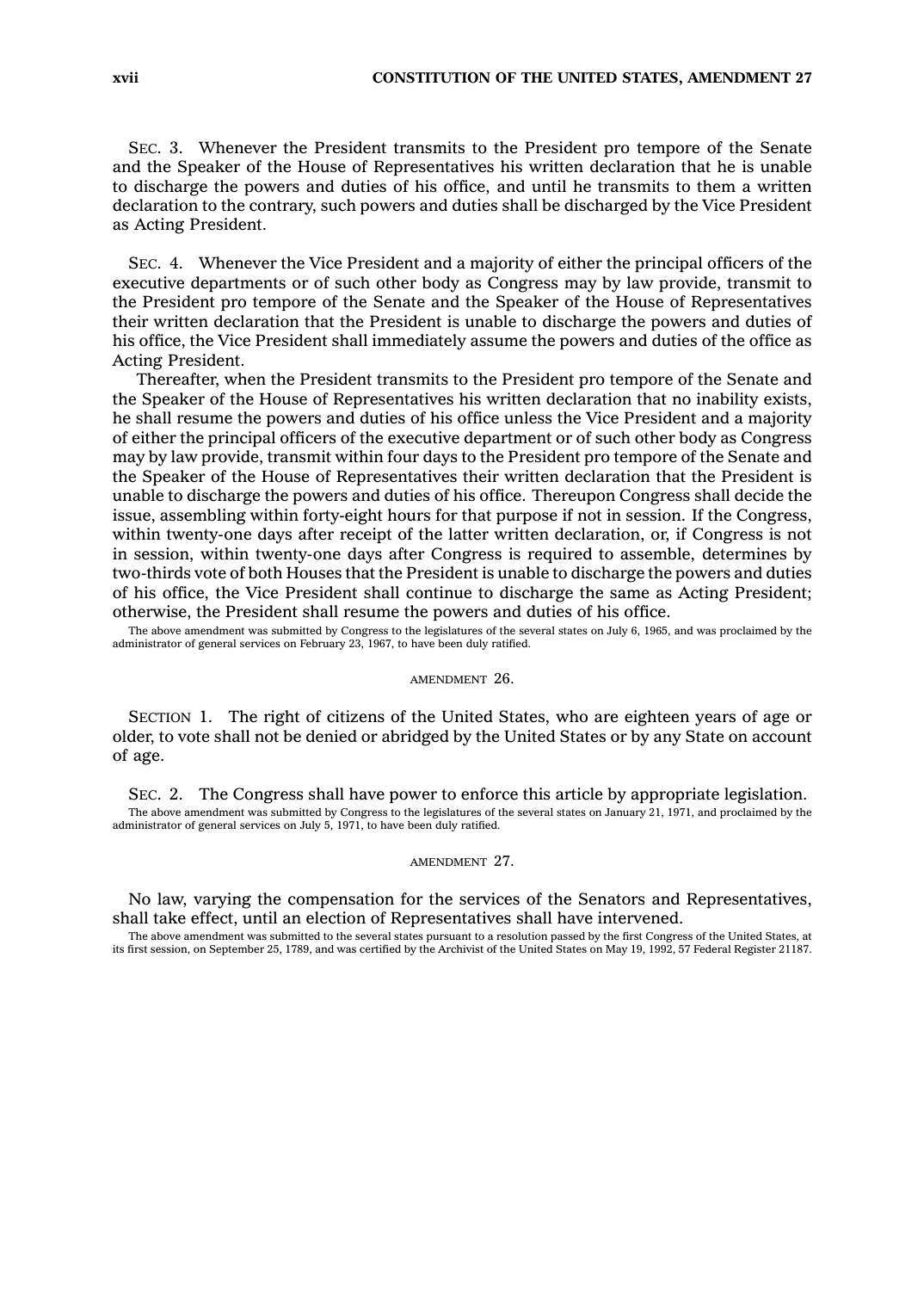SEC. 3. Whenever the President transmits to the President pro tempore of the Senate and the Speaker of the House of Representatives his written declaration that he is unable to discharge the powers and duties of his office, and until he transmits to them a written declaration to the contrary, such powers and duties shall be discharged by the Vice President as Acting President.

SEC. 4. Whenever the Vice President and a majority of either the principal officers of the executive departments or of such other body as Congress may by law provide, transmit to the President pro tempore of the Senate and the Speaker of the House of Representatives their written declaration that the President is unable to discharge the powers and duties of his office, the Vice President shall immediately assume the powers and duties of the office as Acting President.

Thereafter, when the President transmits to the President pro tempore of the Senate and the Speaker of the House of Representatives his written declaration that no inability exists, he shall resume the powers and duties of his office unless the Vice President and a majority of either the principal officers of the executive department or of such other body as Congress may by law provide, transmit within four days to the President pro tempore of the Senate and the Speaker of the House of Representatives their written declaration that the President is unable to discharge the powers and duties of his office. Thereupon Congress shall decide the issue, assembling within forty-eight hours for that purpose if not in session. If the Congress, within twenty-one days after receipt of the latter written declaration, or, if Congress is not in session, within twenty-one days after Congress is required to assemble, determines by two-thirds vote of both Houses that the President is unable to discharge the powers and duties of his office, the Vice President shall continue to discharge the same as Acting President; otherwise, the President shall resume the powers and duties of his office.

The above amendment was submitted by Congress to the legislatures of the several states on July 6, 1965, and was proclaimed by the administrator of general services on February 23, 1967, to have been duly ratified.

## AMENDMENT 26.

SECTION 1. The right of citizens of the United States, who are eighteen years of age or older, to vote shall not be denied or abridged by the United States or by any State on account of age.

SEC. 2. The Congress shall have power to enforce this article by appropriate legislation.

The above amendment was submitted by Congress to the legislatures of the several states on January 21, 1971, and proclaimed by the administrator of general services on July 5, 1971, to have been duly ratified.

## AMENDMENT 27.

No law, varying the compensation for the services of the Senators and Representatives, shall take effect, until an election of Representatives shall have intervened.

The above amendment was submitted to the several states pursuant to a resolution passed by the first Congress of the United States, at its first session, on September 25, 1789, and was certified by the Archivist of the United States on May 19, 1992, 57 Federal Register 21187.